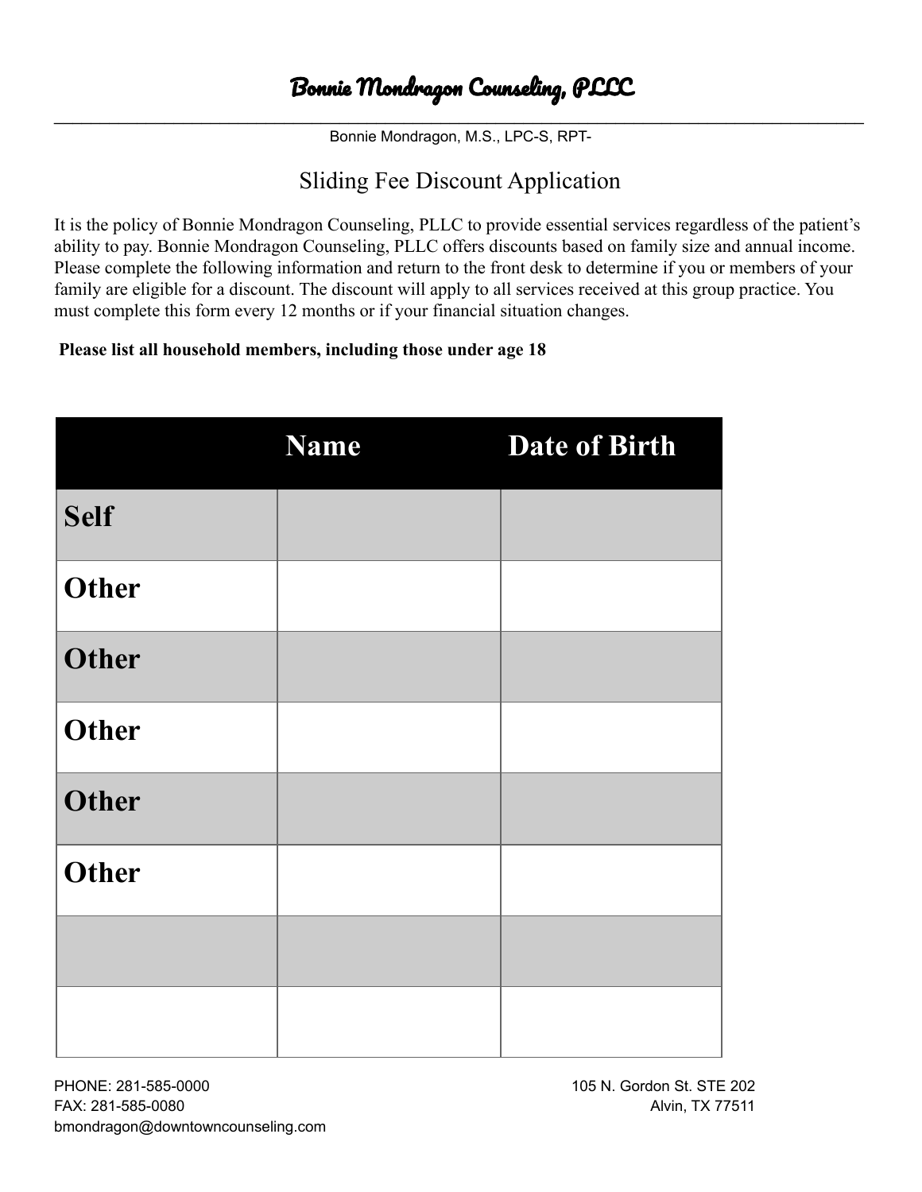# Bonnie Mondragon Counseling, PLLC

Bonnie Mondragon, M.S., LPC-S, RPT-

## Sliding Fee Discount Application

It is the policy of Bonnie Mondragon Counseling, PLLC to provide essential services regardless of the patient's ability to pay. Bonnie Mondragon Counseling, PLLC offers discounts based on family size and annual income. Please complete the following information and return to the front desk to determine if you or members of your family are eligible for a discount. The discount will apply to all services received at this group practice. You must complete this form every 12 months or if your financial situation changes.

**Please list all household members, including those under age 18**

| | Name | Date of Birth |
|---|---|---|
| Self | | |
| Other | | |
| Other | | |
| Other | | |
| Other | | |
| Other | | |
| | | |
| | | |

PHONE: 281-585-0000
FAX: 281-585-0080
bmondragon@downtowncounseling.com

105 N. Gordon St. STE 202
Alvin, TX 77511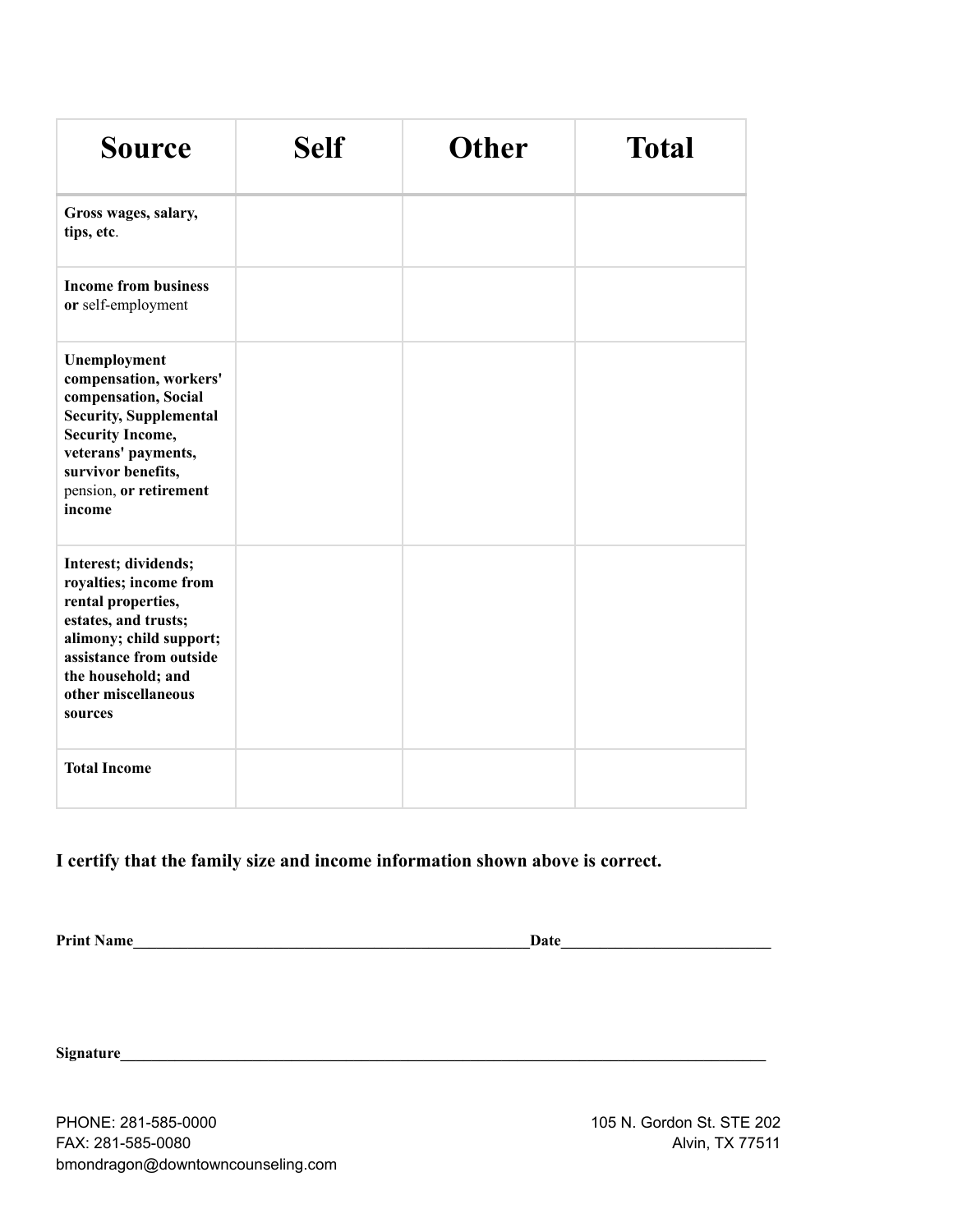| Source | Self | Other | Total |
|---|---|---|---|
| **Gross wages, salary, tips, etc**. | | | |
| **Income from business or** self-employment | | | |
| **Unemployment compensation, workers' compensation, Social Security, Supplemental Security Income, veterans' payments, survivor benefits,** pension, **or retirement income** | | | |
| **Interest; dividends; royalties; income from rental properties, estates, and trusts; alimony; child support; assistance from outside the household; and other miscellaneous sources** | | | |
| **Total Income** | | | |

**I certify that the family size and income information shown above is correct.**

**Print Name**__________________________________________________**Date**__________________________

**Signature**__________________________________________________________________________________

PHONE: 281-585-0000
FAX: 281-585-0080
bmondragon@downtowncounseling.com

105 N. Gordon St. STE 202
Alvin, TX 77511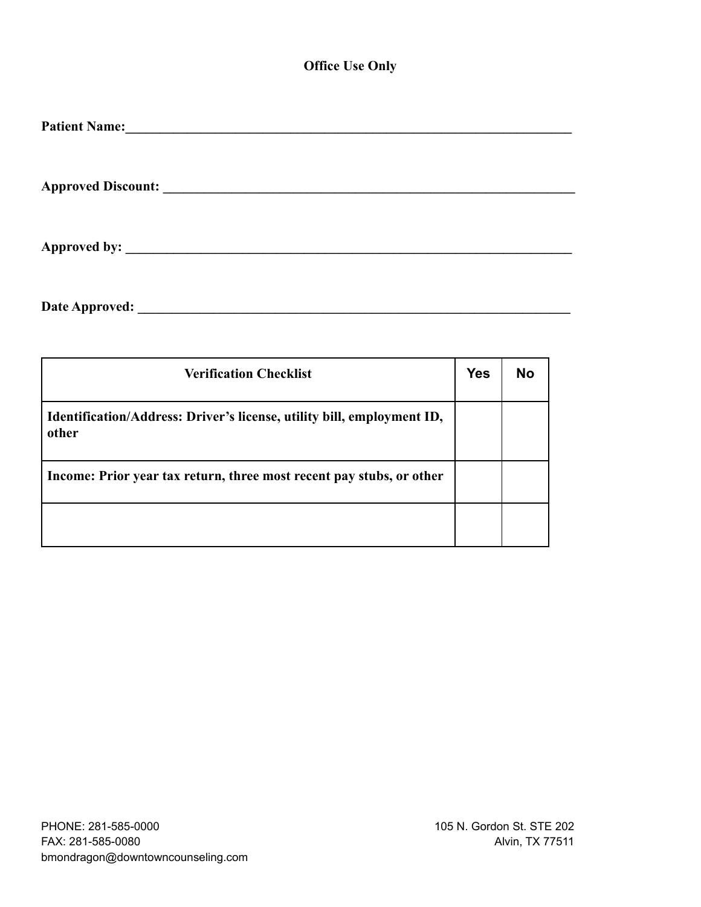**Office Use Only**

**Patient Name:**______________________________________________________________

**Approved Discount:** ______________________________________________________

**Approved by:** ___________________________________________________________

**Date Approved:** _________________________________________________________

| Verification Checklist | Yes | No |
|---|---|---|
| **Identification/Address: Driver's license, utility bill, employment ID, other** | | |
| **Income: Prior year tax return, three most recent pay stubs, or other** | | |
| | | |

PHONE: 281-585-0000
FAX: 281-585-0080
bmondragon@downtowncounseling.com

105 N. Gordon St. STE 202
Alvin, TX 77511